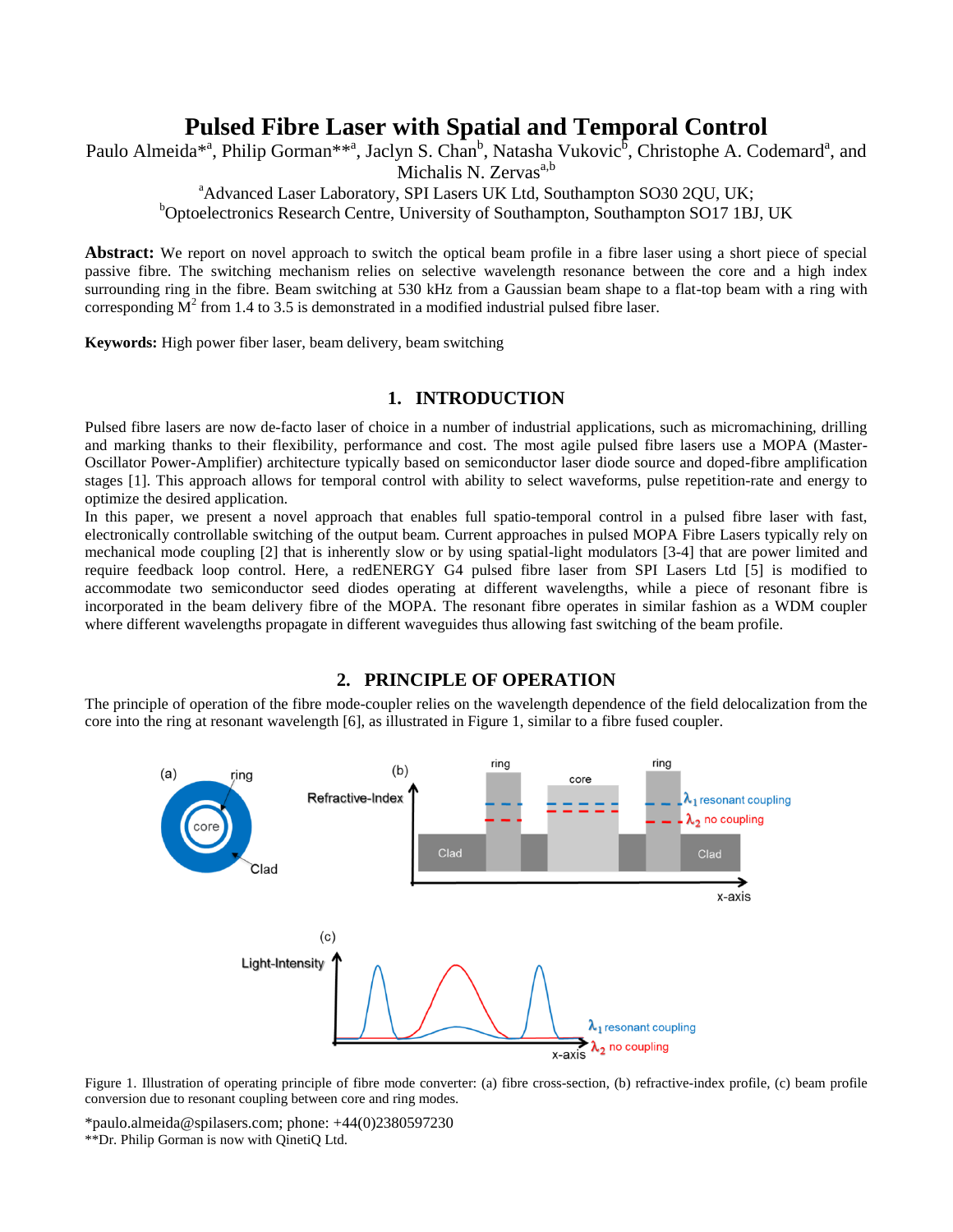# Pulsed Fibre Laser with Spatial and Temporal Control

Paulo Almeida*[a], Philip Gorman**[a], Jaclyn S. Chan[b], Natasha Vukovic[b], Christophe A. Codemard[a], and Michalis N. Zervas[a,b]

[a]Advanced Laser Laboratory, SPI Lasers UK Ltd, Southampton SO30 2QU, UK;
[b]Optoelectronics Research Centre, University of Southampton, Southampton SO17 1BJ, UK

**Abstract:** We report on novel approach to switch the optical beam profile in a fibre laser using a short piece of special passive fibre. The switching mechanism relies on selective wavelength resonance between the core and a high index surrounding ring in the fibre. Beam switching at 530 kHz from a Gaussian beam shape to a flat-top beam with a ring with corresponding $M^2$ from 1.4 to 3.5 is demonstrated in a modified industrial pulsed fibre laser.

**Keywords:** High power fiber laser, beam delivery, beam switching

## 1. INTRODUCTION

Pulsed fibre lasers are now de-facto laser of choice in a number of industrial applications, such as micromachining, drilling and marking thanks to their flexibility, performance and cost. The most agile pulsed fibre lasers use a MOPA (Master-Oscillator Power-Amplifier) architecture typically based on semiconductor laser diode source and doped-fibre amplification stages [1]. This approach allows for temporal control with ability to select waveforms, pulse repetition-rate and energy to optimize the desired application.

In this paper, we present a novel approach that enables full spatio-temporal control in a pulsed fibre laser with fast, electronically controllable switching of the output beam. Current approaches in pulsed MOPA Fibre Lasers typically rely on mechanical mode coupling [2] that is inherently slow or by using spatial-light modulators [3-4] that are power limited and require feedback loop control. Here, a redENERGY G4 pulsed fibre laser from SPI Lasers Ltd [5] is modified to accommodate two semiconductor seed diodes operating at different wavelengths, while a piece of resonant fibre is incorporated in the beam delivery fibre of the MOPA. The resonant fibre operates in similar fashion as a WDM coupler where different wavelengths propagate in different waveguides thus allowing fast switching of the beam profile.

## 2. PRINCIPLE OF OPERATION

The principle of operation of the fibre mode-coupler relies on the wavelength dependence of the field delocalization from the core into the ring at resonant wavelength [6], as illustrated in Figure 1, similar to a fibre fused coupler.

Figure 1. Illustration of operating principle of fibre mode converter: (a) fibre cross-section, (b) refractive-index profile, (c) beam profile conversion due to resonant coupling between core and ring modes.

*paulo.almeida@spilasers.com; phone: +44(0)2380597230
**Dr. Philip Gorman is now with QinetiQ Ltd.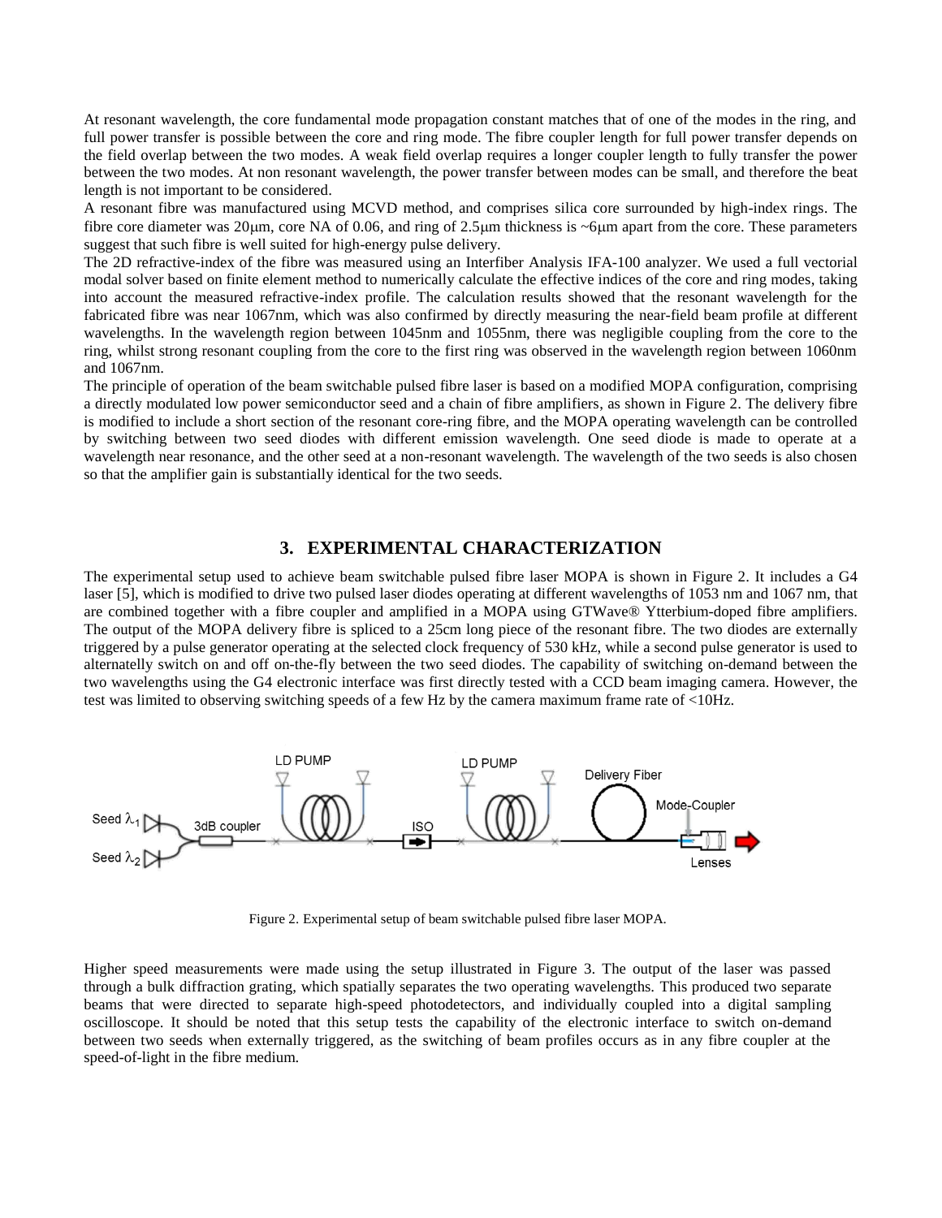At resonant wavelength, the core fundamental mode propagation constant matches that of one of the modes in the ring, and full power transfer is possible between the core and ring mode. The fibre coupler length for full power transfer depends on the field overlap between the two modes. A weak field overlap requires a longer coupler length to fully transfer the power between the two modes. At non resonant wavelength, the power transfer between modes can be small, and therefore the beat length is not important to be considered.

A resonant fibre was manufactured using MCVD method, and comprises silica core surrounded by high-index rings. The fibre core diameter was 20μm, core NA of 0.06, and ring of 2.5μm thickness is ~6μm apart from the core. These parameters suggest that such fibre is well suited for high-energy pulse delivery.

The 2D refractive-index of the fibre was measured using an Interfiber Analysis IFA-100 analyzer. We used a full vectorial modal solver based on finite element method to numerically calculate the effective indices of the core and ring modes, taking into account the measured refractive-index profile. The calculation results showed that the resonant wavelength for the fabricated fibre was near 1067nm, which was also confirmed by directly measuring the near-field beam profile at different wavelengths. In the wavelength region between 1045nm and 1055nm, there was negligible coupling from the core to the ring, whilst strong resonant coupling from the core to the first ring was observed in the wavelength region between 1060nm and 1067nm.

The principle of operation of the beam switchable pulsed fibre laser is based on a modified MOPA configuration, comprising a directly modulated low power semiconductor seed and a chain of fibre amplifiers, as shown in Figure 2. The delivery fibre is modified to include a short section of the resonant core-ring fibre, and the MOPA operating wavelength can be controlled by switching between two seed diodes with different emission wavelength. One seed diode is made to operate at a wavelength near resonance, and the other seed at a non-resonant wavelength. The wavelength of the two seeds is also chosen so that the amplifier gain is substantially identical for the two seeds.

## 3. EXPERIMENTAL CHARACTERIZATION

The experimental setup used to achieve beam switchable pulsed fibre laser MOPA is shown in Figure 2. It includes a G4 laser [5], which is modified to drive two pulsed laser diodes operating at different wavelengths of 1053 nm and 1067 nm, that are combined together with a fibre coupler and amplified in a MOPA using GTWave® Ytterbium-doped fibre amplifiers. The output of the MOPA delivery fibre is spliced to a 25cm long piece of the resonant fibre. The two diodes are externally triggered by a pulse generator operating at the selected clock frequency of 530 kHz, while a second pulse generator is used to alternatelly switch on and off on-the-fly between the two seed diodes. The capability of switching on-demand between the two wavelengths using the G4 electronic interface was first directly tested with a CCD beam imaging camera. However, the test was limited to observing switching speeds of a few Hz by the camera maximum frame rate of <10Hz.

Figure 2. Experimental setup of beam switchable pulsed fibre laser MOPA.

Higher speed measurements were made using the setup illustrated in Figure 3. The output of the laser was passed through a bulk diffraction grating, which spatially separates the two operating wavelengths. This produced two separate beams that were directed to separate high-speed photodetectors, and individually coupled into a digital sampling oscilloscope. It should be noted that this setup tests the capability of the electronic interface to switch on-demand between two seeds when externally triggered, as the switching of beam profiles occurs as in any fibre coupler at the speed-of-light in the fibre medium.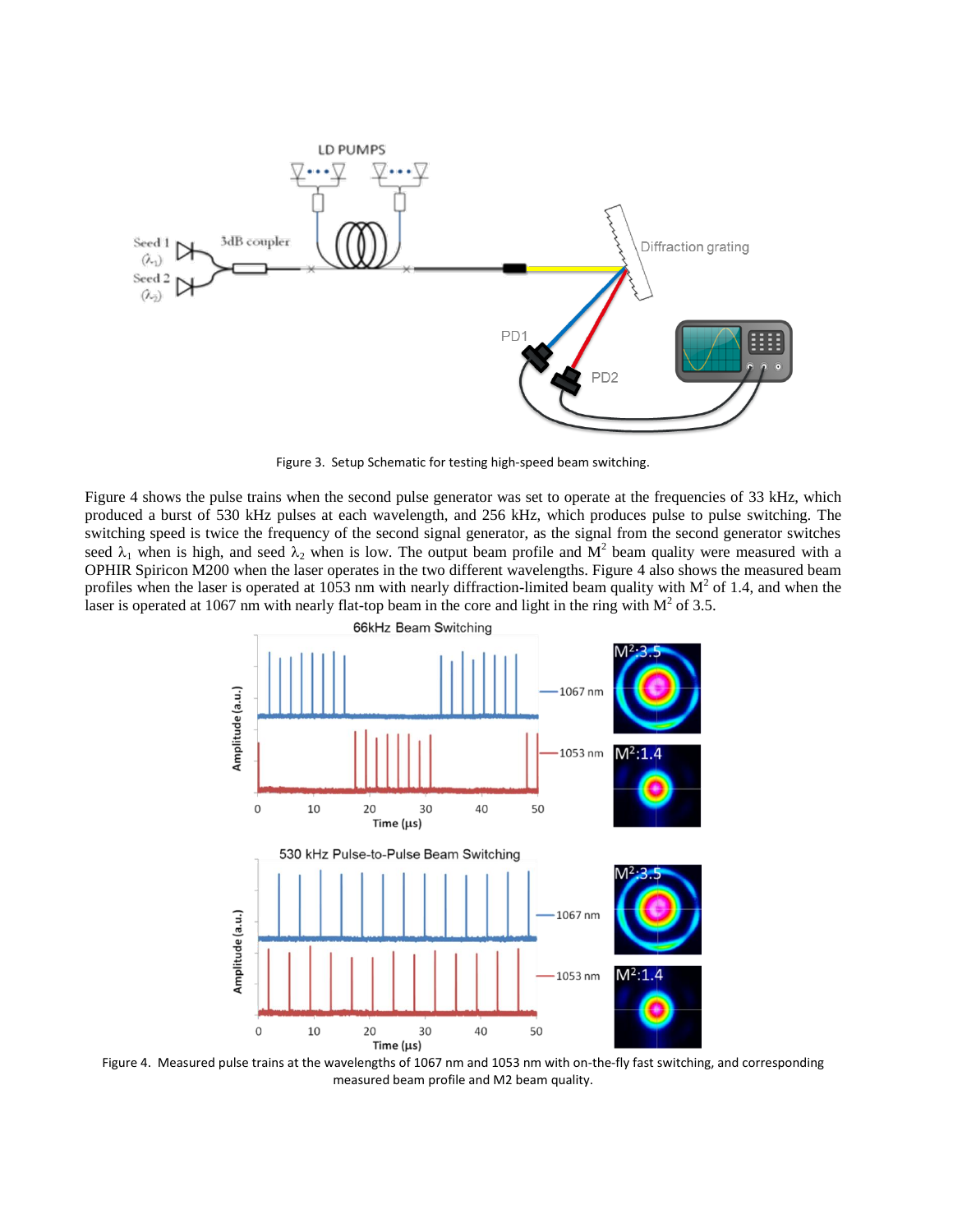Figure 3. Setup Schematic for testing high-speed beam switching.

Figure 4 shows the pulse trains when the second pulse generator was set to operate at the frequencies of 33 kHz, which produced a burst of 530 kHz pulses at each wavelength, and 256 kHz, which produces pulse to pulse switching. The switching speed is twice the frequency of the second signal generator, as the signal from the second generator switches seed $\lambda_1$ when is high, and seed $\lambda_2$ when is low. The output beam profile and $M^2$ beam quality were measured with a OPHIR Spiricon M200 when the laser operates in the two different wavelengths. Figure 4 also shows the measured beam profiles when the laser is operated at 1053 nm with nearly diffraction-limited beam quality with $M^2$ of 1.4, and when the laser is operated at 1067 nm with nearly flat-top beam in the core and light in the ring with $M^2$ of 3.5.

Figure 4. Measured pulse trains at the wavelengths of 1067 nm and 1053 nm with on-the-fly fast switching, and corresponding measured beam profile and M2 beam quality.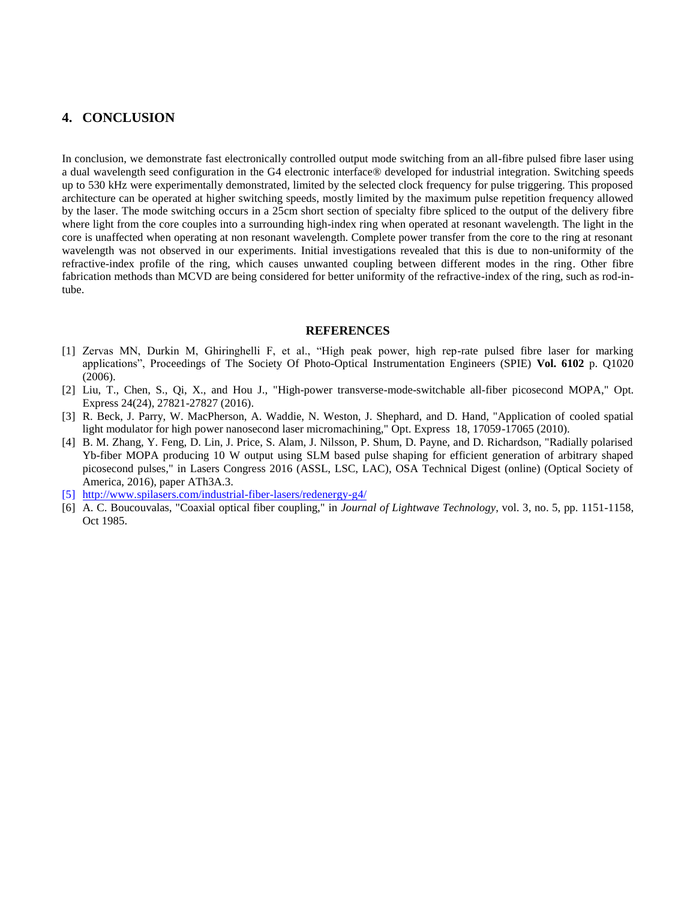## 4. CONCLUSION

In conclusion, we demonstrate fast electronically controlled output mode switching from an all-fibre pulsed fibre laser using a dual wavelength seed configuration in the G4 electronic interface® developed for industrial integration. Switching speeds up to 530 kHz were experimentally demonstrated, limited by the selected clock frequency for pulse triggering. This proposed architecture can be operated at higher switching speeds, mostly limited by the maximum pulse repetition frequency allowed by the laser. The mode switching occurs in a 25cm short section of specialty fibre spliced to the output of the delivery fibre where light from the core couples into a surrounding high-index ring when operated at resonant wavelength. The light in the core is unaffected when operating at non resonant wavelength. Complete power transfer from the core to the ring at resonant wavelength was not observed in our experiments. Initial investigations revealed that this is due to non-uniformity of the refractive-index profile of the ring, which causes unwanted coupling between different modes in the ring. Other fibre fabrication methods than MCVD are being considered for better uniformity of the refractive-index of the ring, such as rod-in-tube.

## REFERENCES

[1] Zervas MN, Durkin M, Ghiringhelli F, et al., "High peak power, high rep-rate pulsed fibre laser for marking applications", Proceedings of The Society Of Photo-Optical Instrumentation Engineers (SPIE) **Vol. 6102** p. Q1020 (2006).

[2] Liu, T., Chen, S., Qi, X., and Hou J., "High-power transverse-mode-switchable all-fiber picosecond MOPA," Opt. Express 24(24), 27821-27827 (2016).

[3] R. Beck, J. Parry, W. MacPherson, A. Waddie, N. Weston, J. Shephard, and D. Hand, "Application of cooled spatial light modulator for high power nanosecond laser micromachining," Opt. Express 18, 17059-17065 (2010).

[4] B. M. Zhang, Y. Feng, D. Lin, J. Price, S. Alam, J. Nilsson, P. Shum, D. Payne, and D. Richardson, "Radially polarised Yb-fiber MOPA producing 10 W output using SLM based pulse shaping for efficient generation of arbitrary shaped picosecond pulses," in Lasers Congress 2016 (ASSL, LSC, LAC), OSA Technical Digest (online) (Optical Society of America, 2016), paper ATh3A.3.

[5] http://www.spilasers.com/industrial-fiber-lasers/redenergy-g4/

[6] A. C. Boucouvalas, "Coaxial optical fiber coupling," in *Journal of Lightwave Technology*, vol. 3, no. 5, pp. 1151-1158, Oct 1985.